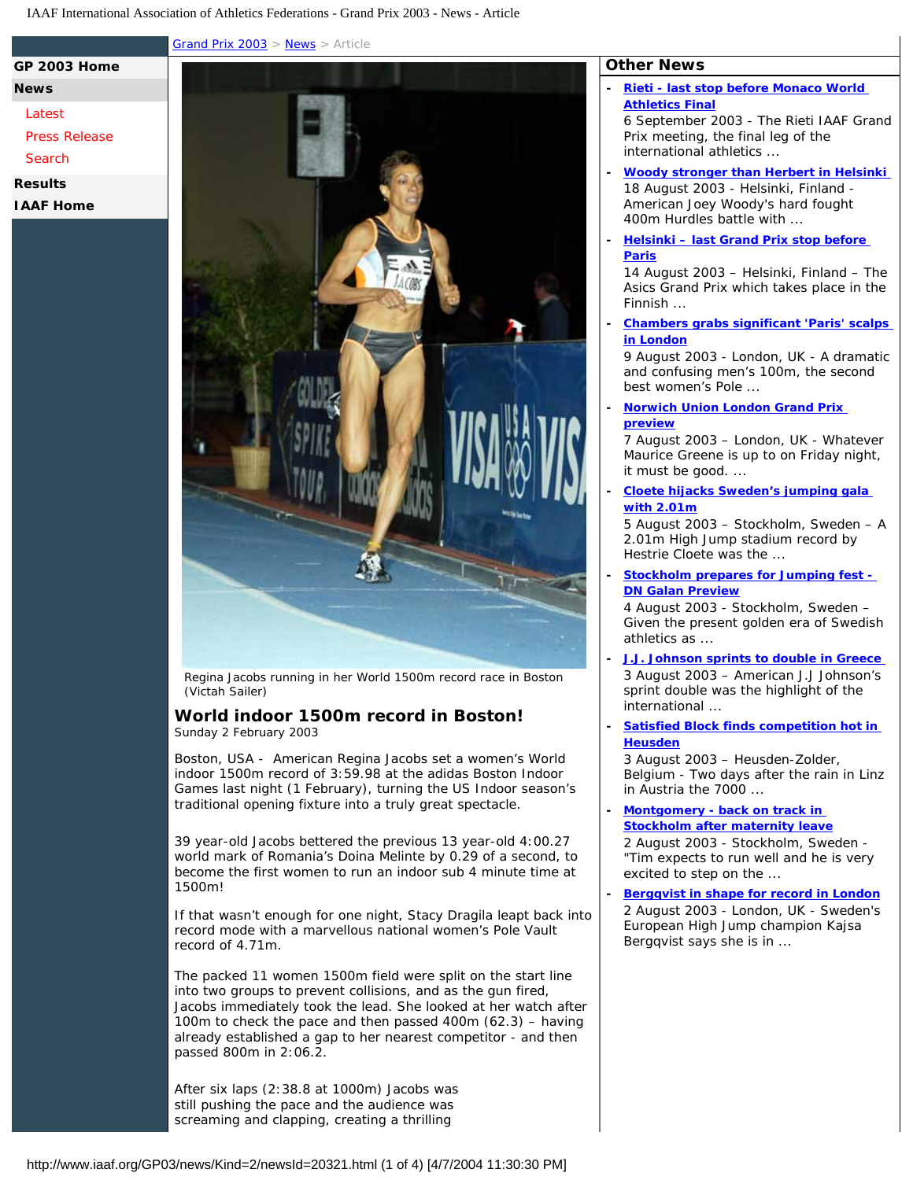[Grand Prix 2003](#) > [News](#) > Article

- GP 2003 Home
- News
  - Latest
  - Press Release
  - Search
- Results
- IAAF Home

Regina Jacobs running in her World 1500m record race in Boston (Victah Sailer)

# World indoor 1500m record in Boston!

Sunday 2 February 2003

Boston, USA - American Regina Jacobs set a women's World indoor 1500m record of 3:59.98 at the adidas Boston Indoor Games last night (1 February), turning the US Indoor season's traditional opening fixture into a truly great spectacle.

39 year-old Jacobs bettered the previous 13 year-old 4:00.27 world mark of Romania's Doina Melinte by 0.29 of a second, to become the first women to run an indoor sub 4 minute time at 1500m!

If that wasn't enough for one night, Stacy Dragila leapt back into record mode with a marvellous national women's Pole Vault record of 4.71m.

The packed 11 women 1500m field were split on the start line into two groups to prevent collisions, and as the gun fired, Jacobs immediately took the lead. She looked at her watch after 100m to check the pace and then passed 400m (62.3) – having already established a gap to her nearest competitor - and then passed 800m in 2:06.2.

After six laps (2:38.8 at 1000m) Jacobs was still pushing the pace and the audience was screaming and clapping, creating a thrilling

## Other News

- **[Rieti - last stop before Monaco World Athletics Final](#)**
  6 September 2003 - The Rieti IAAF Grand Prix meeting, the final leg of the international athletics ...
- **[Woody stronger than Herbert in Helsinki](#)**
  18 August 2003 - Helsinki, Finland - American Joey Woody's hard fought 400m Hurdles battle with ...
- **[Helsinki – last Grand Prix stop before Paris](#)**
  14 August 2003 – Helsinki, Finland – The Asics Grand Prix which takes place in the Finnish ...
- **[Chambers grabs significant 'Paris' scalps in London](#)**
  9 August 2003 - London, UK - A dramatic and confusing men's 100m, the second best women's Pole ...
- **[Norwich Union London Grand Prix preview](#)**
  7 August 2003 - London, UK - Whatever Maurice Greene is up to on Friday night, it must be good. ...
- **[Cloete hijacks Sweden's jumping gala with 2.01m](#)**
  5 August 2003 – Stockholm, Sweden – A 2.01m High Jump stadium record by Hestrie Cloete was the ...
- **[Stockholm prepares for Jumping fest - DN Galan Preview](#)**
  4 August 2003 - Stockholm, Sweden – Given the present golden era of Swedish athletics as ...
- **[J.J. Johnson sprints to double in Greece](#)**
  3 August 2003 – American J.J Johnson's sprint double was the highlight of the international ...
- **[Satisfied Block finds competition hot in Heusden](#)**
  3 August 2003 – Heusden-Zolder, Belgium - Two days after the rain in Linz in Austria the 7000 ...
- **[Montgomery - back on track in Stockholm after maternity leave](#)**
  2 August 2003 - Stockholm, Sweden - "Tim expects to run well and he is very excited to step on the ...
- **[Bergqvist in shape for record in London](#)**
  2 August 2003 - London, UK - Sweden's European High Jump champion Kajsa Bergqvist says she is in ...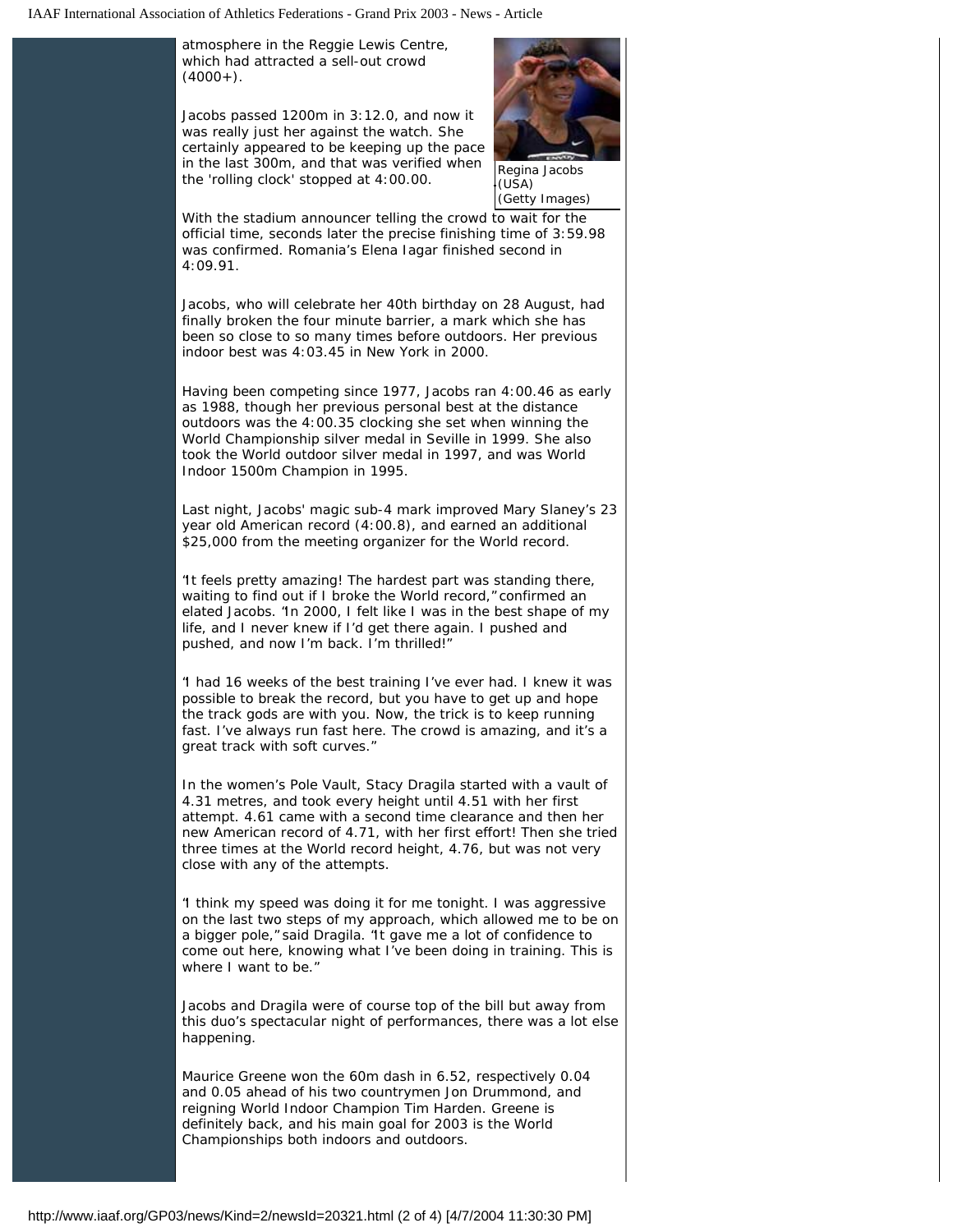atmosphere in the Reggie Lewis Centre, which had attracted a sell-out crowd (4000+).

Jacobs passed 1200m in 3:12.0, and now it was really just her against the watch. She certainly appeared to be keeping up the pace in the last 300m, and that was verified when the 'rolling clock' stopped at 4:00.00.

Regina Jacobs (USA) (Getty Images)

With the stadium announcer telling the crowd to wait for the official time, seconds later the precise finishing time of 3:59.98 was confirmed. Romania's Elena Iagar finished second in 4:09.91.

Jacobs, who will celebrate her 40th birthday on 28 August, had finally broken the four minute barrier, a mark which she has been so close to so many times before outdoors. Her previous indoor best was 4:03.45 in New York in 2000.

Having been competing since 1977, Jacobs ran 4:00.46 as early as 1988, though her previous personal best at the distance outdoors was the 4:00.35 clocking she set when winning the World Championship silver medal in Seville in 1999. She also took the World outdoor silver medal in 1997, and was World Indoor 1500m Champion in 1995.

Last night, Jacobs' magic sub-4 mark improved Mary Slaney's 23 year old American record (4:00.8), and earned an additional $25,000 from the meeting organizer for the World record.

"It feels pretty amazing! The hardest part was standing there, waiting to find out if I broke the World record," confirmed an elated Jacobs. "In 2000, I felt like I was in the best shape of my life, and I never knew if I'd get there again. I pushed and pushed, and now I'm back. I'm thrilled!"

"I had 16 weeks of the best training I've ever had. I knew it was possible to break the record, but you have to get up and hope the track gods are with you. Now, the trick is to keep running fast. I've always run fast here. The crowd is amazing, and it's a great track with soft curves."

In the women's Pole Vault, Stacy Dragila started with a vault of 4.31 metres, and took every height until 4.51 with her first attempt. 4.61 came with a second time clearance and then her new American record of 4.71, with her first effort! Then she tried three times at the World record height, 4.76, but was not very close with any of the attempts.

"I think my speed was doing it for me tonight. I was aggressive on the last two steps of my approach, which allowed me to be on a bigger pole," said Dragila. "It gave me a lot of confidence to come out here, knowing what I've been doing in training. This is where I want to be."

Jacobs and Dragila were of course top of the bill but away from this duo's spectacular night of performances, there was a lot else happening.

Maurice Greene won the 60m dash in 6.52, respectively 0.04 and 0.05 ahead of his two countrymen Jon Drummond, and reigning World Indoor Champion Tim Harden. Greene is definitely back, and his main goal for 2003 is the World Championships both indoors and outdoors.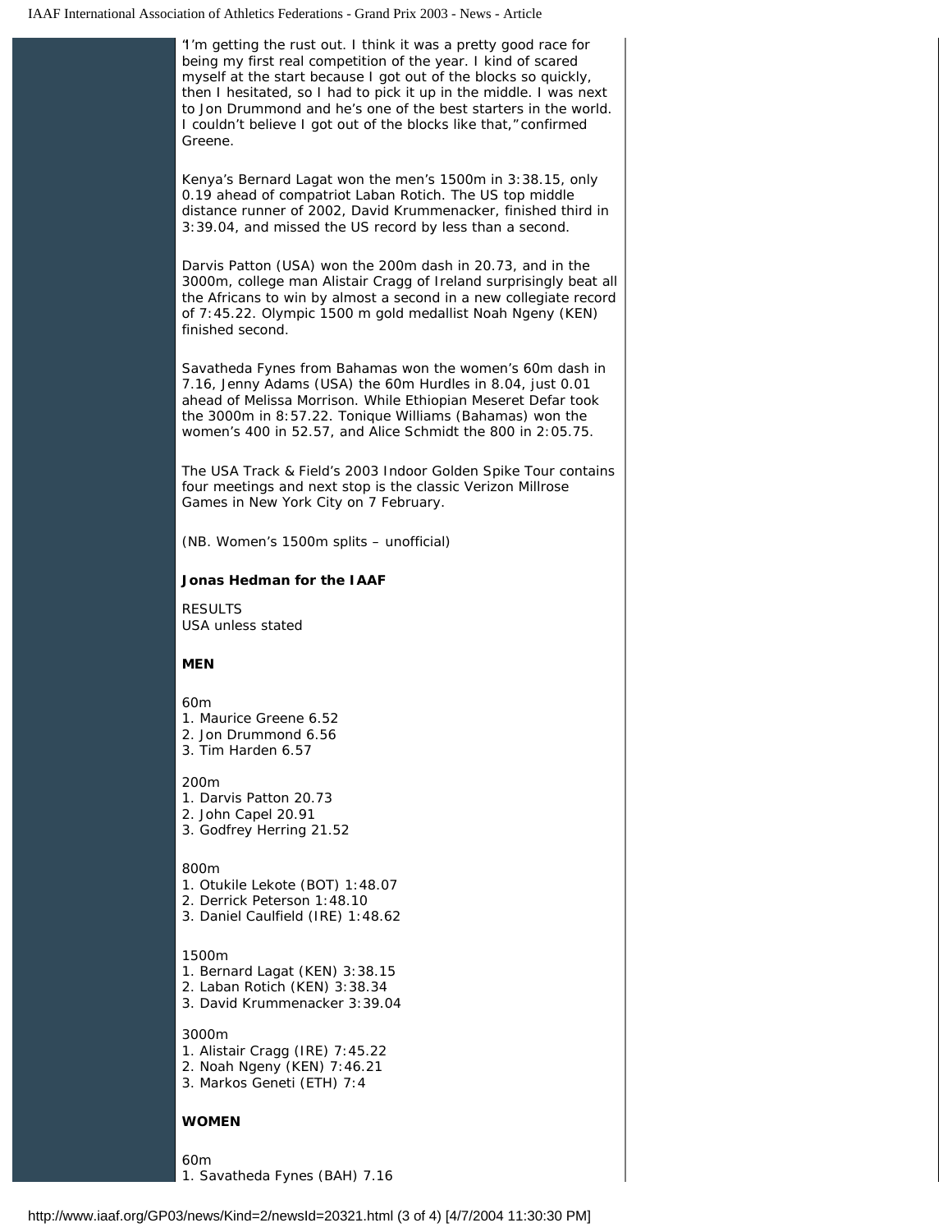"I'm getting the rust out. I think it was a pretty good race for being my first real competition of the year. I kind of scared myself at the start because I got out of the blocks so quickly, then I hesitated, so I had to pick it up in the middle. I was next to Jon Drummond and he's one of the best starters in the world. I couldn't believe I got out of the blocks like that," confirmed Greene.

Kenya's Bernard Lagat won the men's 1500m in 3:38.15, only 0.19 ahead of compatriot Laban Rotich. The US top middle distance runner of 2002, David Krummenacker, finished third in 3:39.04, and missed the US record by less than a second.

Darvis Patton (USA) won the 200m dash in 20.73, and in the 3000m, college man Alistair Cragg of Ireland surprisingly beat all the Africans to win by almost a second in a new collegiate record of 7:45.22. Olympic 1500 m gold medallist Noah Ngeny (KEN) finished second.

Savatheda Fynes from Bahamas won the women's 60m dash in 7.16, Jenny Adams (USA) the 60m Hurdles in 8.04, just 0.01 ahead of Melissa Morrison. While Ethiopian Meseret Defar took the 3000m in 8:57.22. Tonique Williams (Bahamas) won the women's 400 in 52.57, and Alice Schmidt the 800 in 2:05.75.

The USA Track & Field's 2003 Indoor Golden Spike Tour contains four meetings and next stop is the classic Verizon Millrose Games in New York City on 7 February.

(NB. Women's 1500m splits – unofficial)

**Jonas Hedman for the IAAF**

RESULTS
USA unless stated

**MEN**

60m
1. Maurice Greene 6.52
2. Jon Drummond 6.56
3. Tim Harden 6.57

200m
1. Darvis Patton 20.73
2. John Capel 20.91
3. Godfrey Herring 21.52

800m
1. Otukile Lekote (BOT) 1:48.07
2. Derrick Peterson 1:48.10
3. Daniel Caulfield (IRE) 1:48.62

1500m
1. Bernard Lagat (KEN) 3:38.15
2. Laban Rotich (KEN) 3:38.34
3. David Krummenacker 3:39.04

3000m
1. Alistair Cragg (IRE) 7:45.22
2. Noah Ngeny (KEN) 7:46.21
3. Markos Geneti (ETH) 7:4

**WOMEN**

60m
1. Savatheda Fynes (BAH) 7.16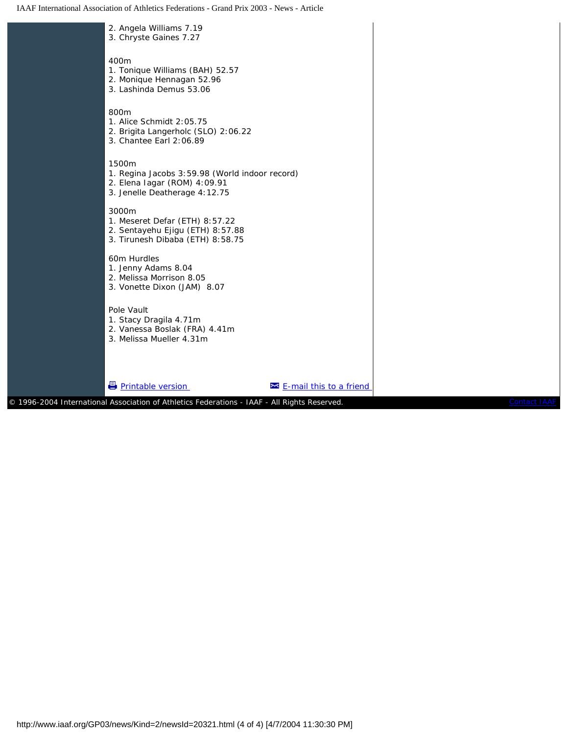2. Angela Williams 7.19
3. Chryste Gaines 7.27

400m
1. Tonique Williams (BAH) 52.57
2. Monique Hennagan 52.96
3. Lashinda Demus 53.06

800m
1. Alice Schmidt 2:05.75
2. Brigita Langerholc (SLO) 2:06.22
3. Chantee Earl 2:06.89

1500m
1. Regina Jacobs 3:59.98 (World indoor record)
2. Elena Iagar (ROM) 4:09.91
3. Jenelle Deatherage 4:12.75

3000m
1. Meseret Defar (ETH) 8:57.22
2. Sentayehu Ejigu (ETH) 8:57.88
3. Tirunesh Dibaba (ETH) 8:58.75

60m Hurdles
1. Jenny Adams 8.04
2. Melissa Morrison 8.05
3. Vonette Dixon (JAM) 8.07

Pole Vault
1. Stacy Dragila 4.71m
2. Vanessa Boslak (FRA) 4.41m
3. Melissa Mueller 4.31m

Printable version E-mail this to a friend

© 1996-2004 International Association of Athletics Federations - IAAF - All Rights Reserved. Contact IAAF